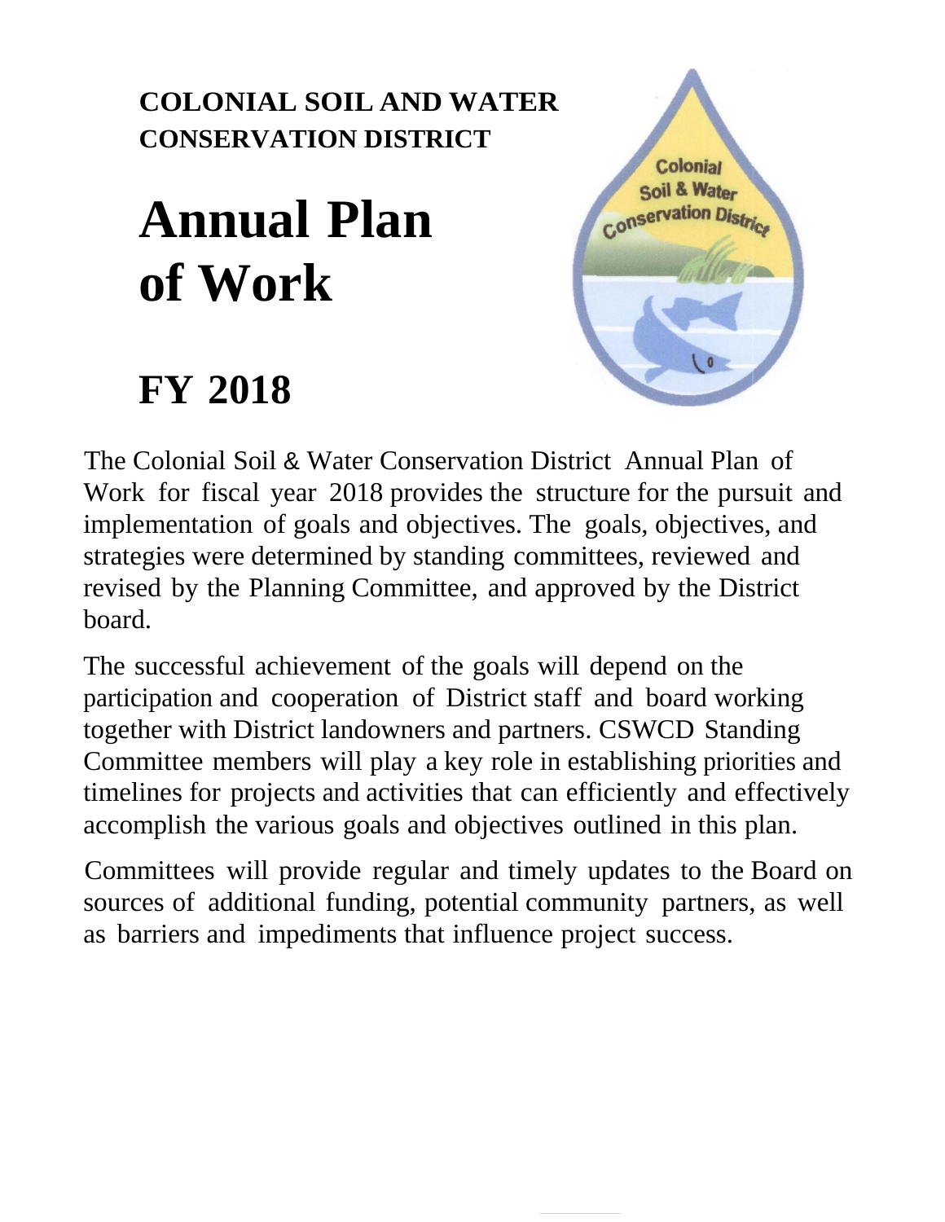**COLONIAL SOIL AND WATER CONSERVATION DISTRICT**

# Annual Plan of Work

# FY 2018

The Colonial Soil & Water Conservation District Annual Plan of Work for fiscal year 2018 provides the structure for the pursuit and implementation of goals and objectives. The goals, objectives, and strategies were determined by standing committees, reviewed and revised by the Planning Committee, and approved by the District board.

The successful achievement of the goals will depend on the participation and cooperation of District staff and board working together with District landowners and partners. CSWCD Standing Committee members will play a key role in establishing priorities and timelines for projects and activities that can efficiently and effectively accomplish the various goals and objectives outlined in this plan.

Committees will provide regular and timely updates to the Board on sources of additional funding, potential community partners, as well as barriers and impediments that influence project success.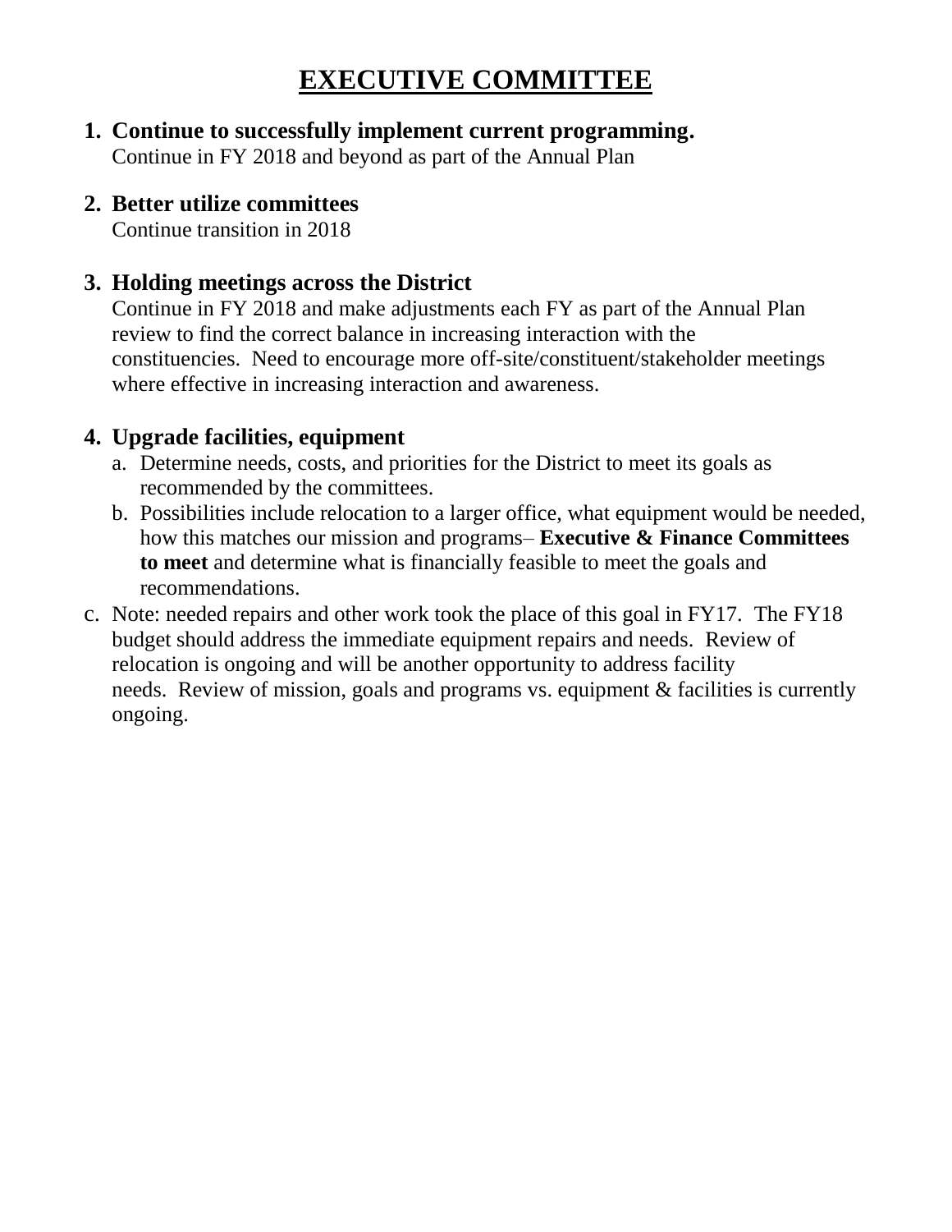# EXECUTIVE COMMITTEE

1. **Continue to successfully implement current programming.**
   Continue in FY 2018 and beyond as part of the Annual Plan

2. **Better utilize committees**
   Continue transition in 2018

3. **Holding meetings across the District**
   Continue in FY 2018 and make adjustments each FY as part of the Annual Plan review to find the correct balance in increasing interaction with the constituencies. Need to encourage more off-site/constituent/stakeholder meetings where effective in increasing interaction and awareness.

4. **Upgrade facilities, equipment**
   a. Determine needs, costs, and priorities for the District to meet its goals as recommended by the committees.
   b. Possibilities include relocation to a larger office, what equipment would be needed, how this matches our mission and programs– **Executive & Finance Committees to meet** and determine what is financially feasible to meet the goals and recommendations.

c. Note: needed repairs and other work took the place of this goal in FY17. The FY18 budget should address the immediate equipment repairs and needs. Review of relocation is ongoing and will be another opportunity to address facility needs. Review of mission, goals and programs vs. equipment & facilities is currently ongoing.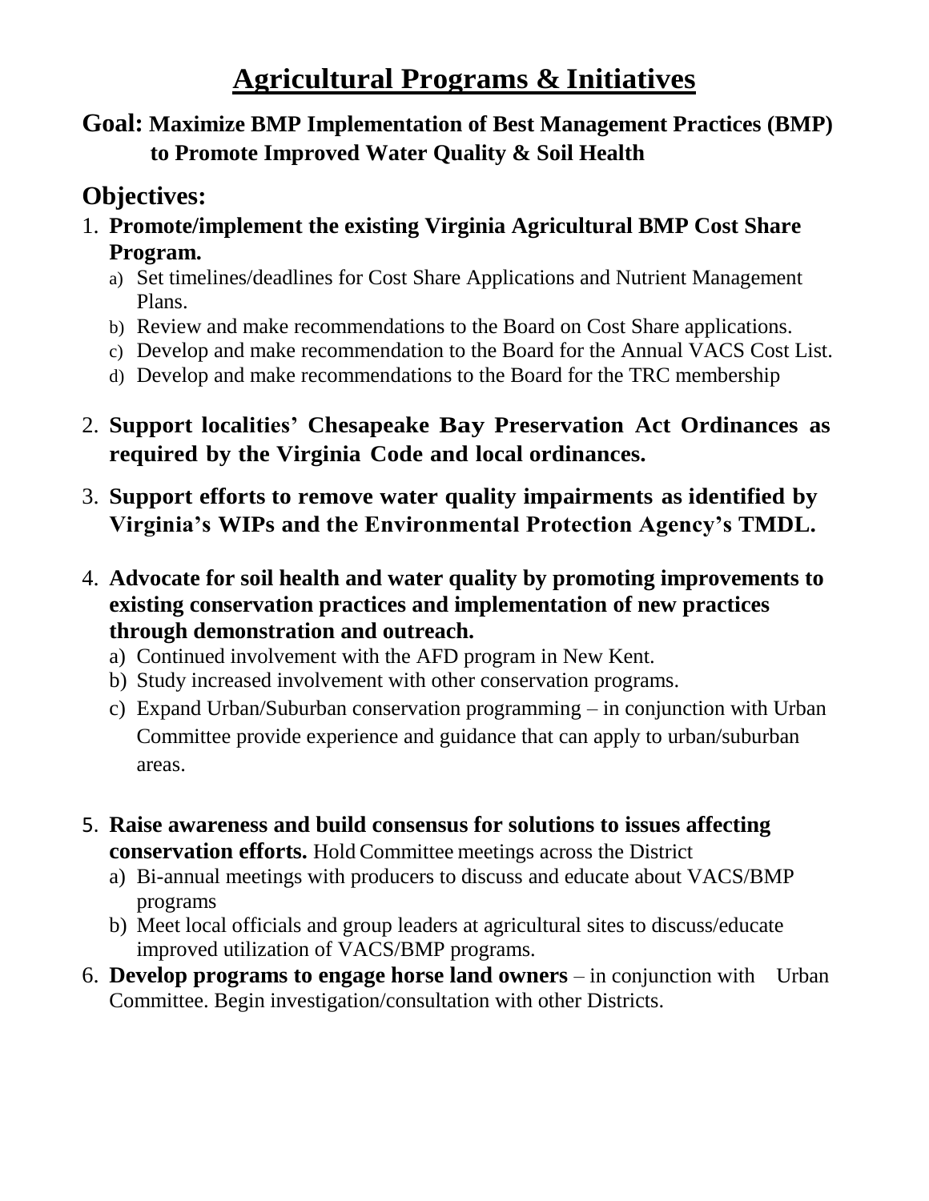# Agricultural Programs & Initiatives

**Goal: Maximize BMP Implementation of Best Management Practices (BMP) to Promote Improved Water Quality & Soil Health**

## Objectives:

1. **Promote/implement the existing Virginia Agricultural BMP Cost Share Program.**
   a) Set timelines/deadlines for Cost Share Applications and Nutrient Management Plans.
   b) Review and make recommendations to the Board on Cost Share applications.
   c) Develop and make recommendation to the Board for the Annual VACS Cost List.
   d) Develop and make recommendations to the Board for the TRC membership

2. **Support localities' Chesapeake Bay Preservation Act Ordinances as required by the Virginia Code and local ordinances.**

3. **Support efforts to remove water quality impairments as identified by Virginia's WIPs and the Environmental Protection Agency's TMDL.**

4. **Advocate for soil health and water quality by promoting improvements to existing conservation practices and implementation of new practices through demonstration and outreach.**
   a) Continued involvement with the AFD program in New Kent.
   b) Study increased involvement with other conservation programs.
   c) Expand Urban/Suburban conservation programming – in conjunction with Urban Committee provide experience and guidance that can apply to urban/suburban areas.

5. **Raise awareness and build consensus for solutions to issues affecting conservation efforts.** Hold Committee meetings across the District
   a) Bi-annual meetings with producers to discuss and educate about VACS/BMP programs
   b) Meet local officials and group leaders at agricultural sites to discuss/educate improved utilization of VACS/BMP programs.

6. **Develop programs to engage horse land owners** – in conjunction with Urban Committee. Begin investigation/consultation with other Districts.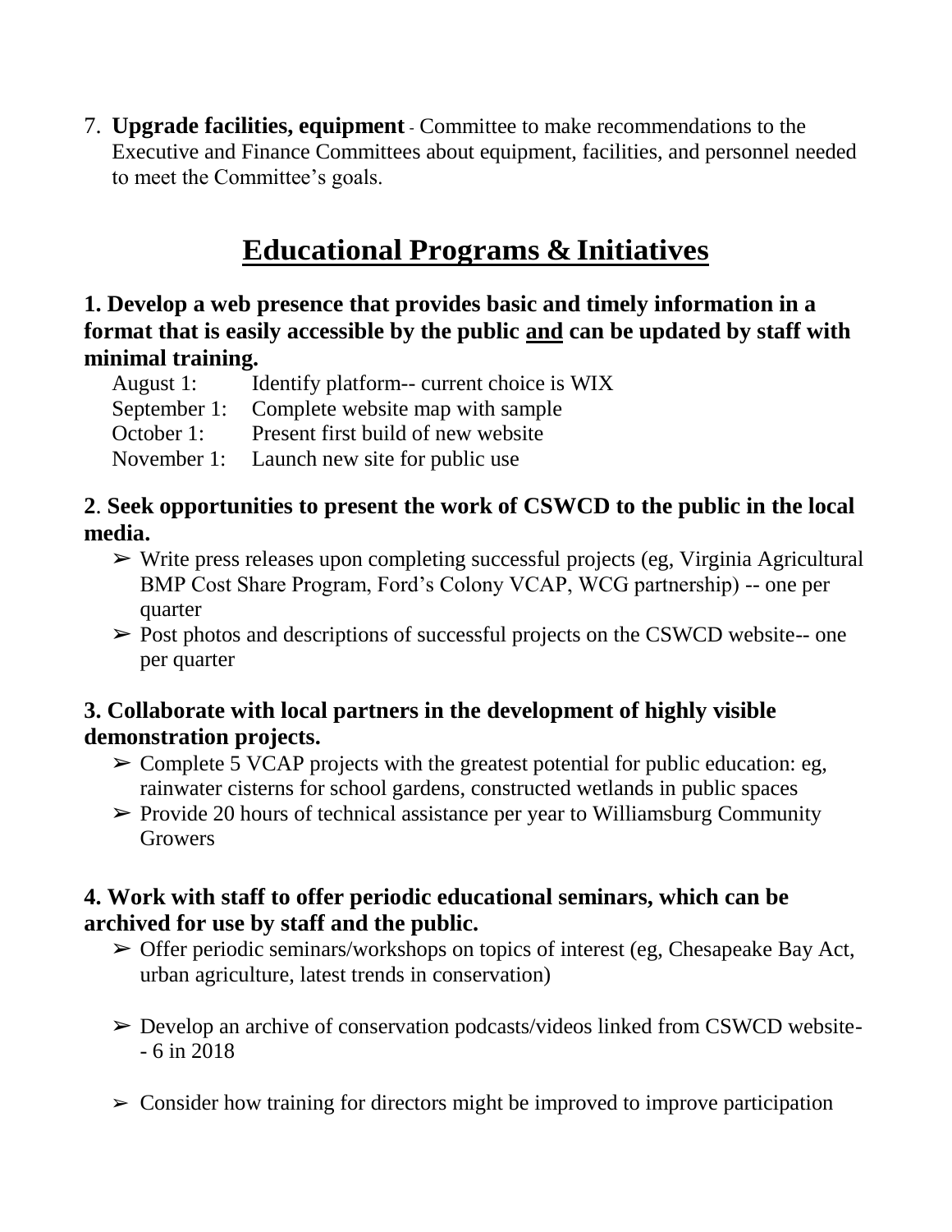7. **Upgrade facilities, equipment** - Committee to make recommendations to the Executive and Finance Committees about equipment, facilities, and personnel needed to meet the Committee's goals.

# Educational Programs & Initiatives

**1. Develop a web presence that provides basic and timely information in a format that is easily accessible by the public <u>and</u> can be updated by staff with minimal training.**

August 1: Identify platform-- current choice is WIX
September 1: Complete website map with sample
October 1: Present first build of new website
November 1: Launch new site for public use

**2. Seek opportunities to present the work of CSWCD to the public in the local media.**

- ➢ Write press releases upon completing successful projects (eg, Virginia Agricultural BMP Cost Share Program, Ford's Colony VCAP, WCG partnership) -- one per quarter
- ➢ Post photos and descriptions of successful projects on the CSWCD website-- one per quarter

**3. Collaborate with local partners in the development of highly visible demonstration projects.**

- ➢ Complete 5 VCAP projects with the greatest potential for public education: eg, rainwater cisterns for school gardens, constructed wetlands in public spaces
- ➢ Provide 20 hours of technical assistance per year to Williamsburg Community Growers

**4. Work with staff to offer periodic educational seminars, which can be archived for use by staff and the public.**

- ➢ Offer periodic seminars/workshops on topics of interest (eg, Chesapeake Bay Act, urban agriculture, latest trends in conservation)
- ➢ Develop an archive of conservation podcasts/videos linked from CSWCD website-- 6 in 2018
- ➢ Consider how training for directors might be improved to improve participation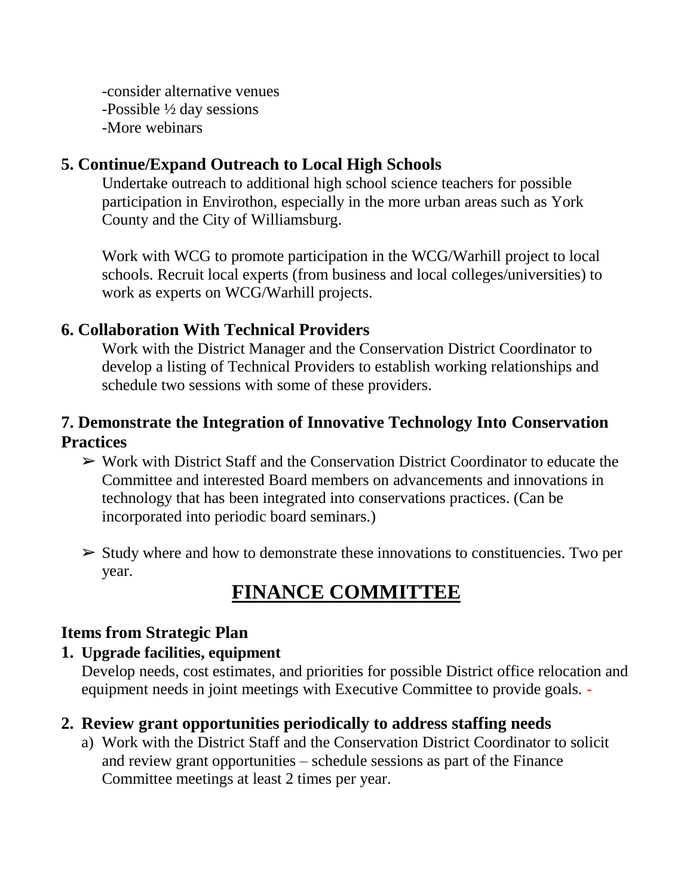-consider alternative venues
-Possible ½ day sessions
-More webinars

### 5. Continue/Expand Outreach to Local High Schools

Undertake outreach to additional high school science teachers for possible participation in Envirothon, especially in the more urban areas such as York County and the City of Williamsburg.

Work with WCG to promote participation in the WCG/Warhill project to local schools. Recruit local experts (from business and local colleges/universities) to work as experts on WCG/Warhill projects.

### 6. Collaboration With Technical Providers

Work with the District Manager and the Conservation District Coordinator to develop a listing of Technical Providers to establish working relationships and schedule two sessions with some of these providers.

### 7. Demonstrate the Integration of Innovative Technology Into Conservation Practices

- ➢ Work with District Staff and the Conservation District Coordinator to educate the Committee and interested Board members on advancements and innovations in technology that has been integrated into conservations practices. (Can be incorporated into periodic board seminars.)
- ➢ Study where and how to demonstrate these innovations to constituencies. Two per year.

## FINANCE COMMITTEE

### Items from Strategic Plan

**1. Upgrade facilities, equipment**

Develop needs, cost estimates, and priorities for possible District office relocation and equipment needs in joint meetings with Executive Committee to provide goals. -

**2. Review grant opportunities periodically to address staffing needs**

a) Work with the District Staff and the Conservation District Coordinator to solicit and review grant opportunities – schedule sessions as part of the Finance Committee meetings at least 2 times per year.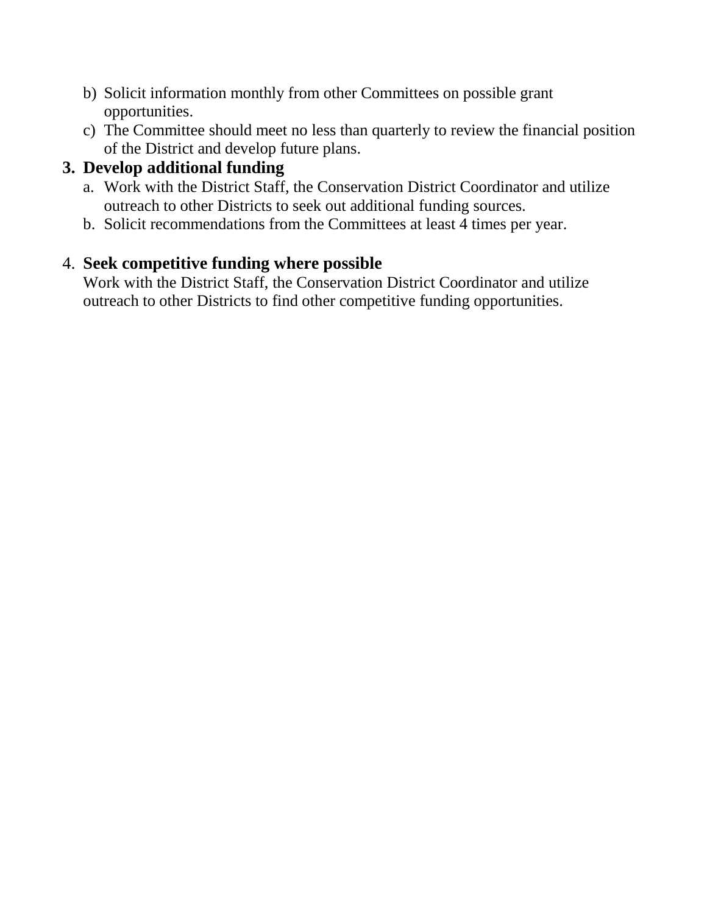b) Solicit information monthly from other Committees on possible grant opportunities.
c) The Committee should meet no less than quarterly to review the financial position of the District and develop future plans.

3. **Develop additional funding**
   a. Work with the District Staff, the Conservation District Coordinator and utilize outreach to other Districts to seek out additional funding sources.
   b. Solicit recommendations from the Committees at least 4 times per year.

4. **Seek competitive funding where possible**
   Work with the District Staff, the Conservation District Coordinator and utilize outreach to other Districts to find other competitive funding opportunities.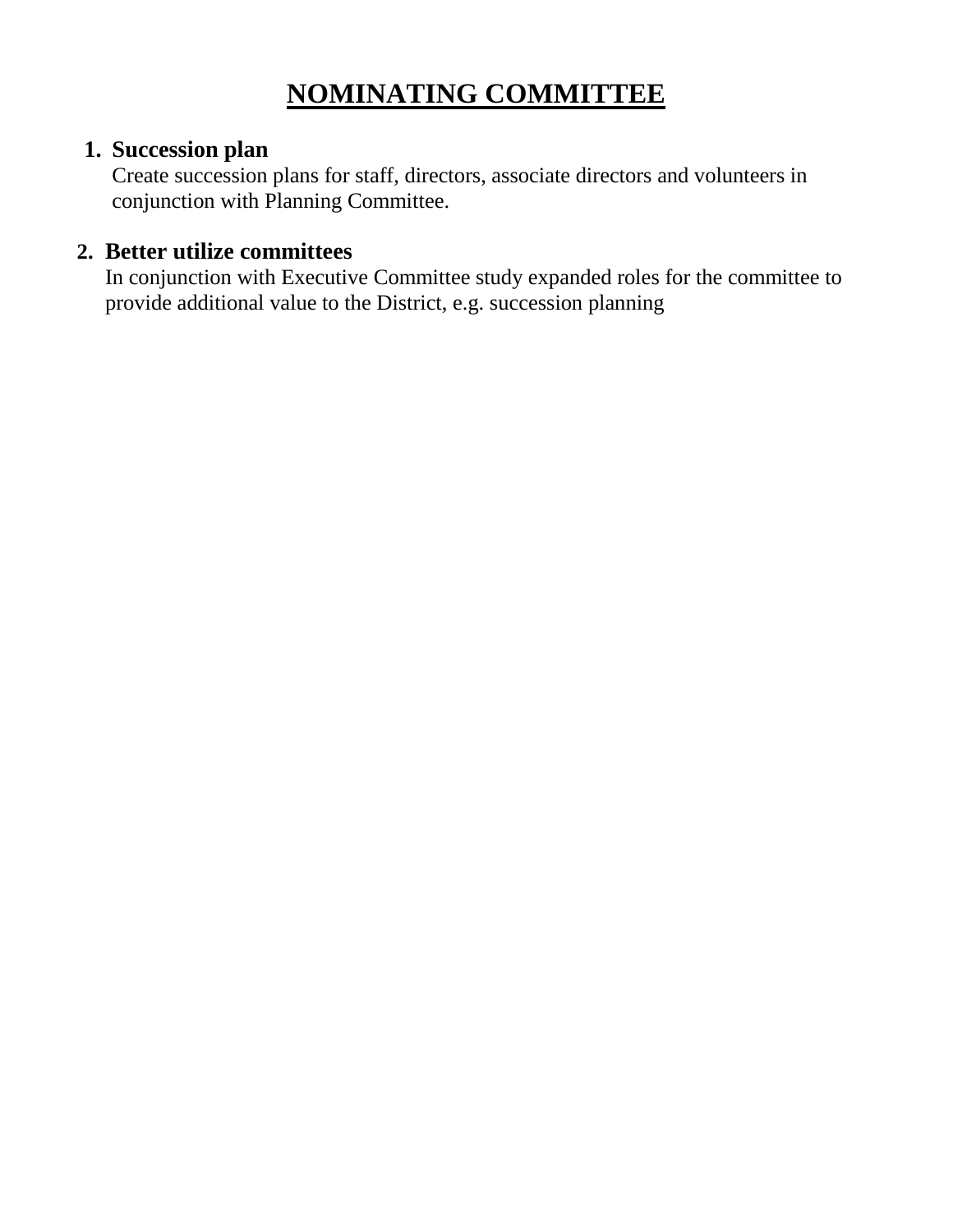# NOMINATING COMMITTEE

1. **Succession plan**
   Create succession plans for staff, directors, associate directors and volunteers in conjunction with Planning Committee.

2. **Better utilize committees**
   In conjunction with Executive Committee study expanded roles for the committee to provide additional value to the District, e.g. succession planning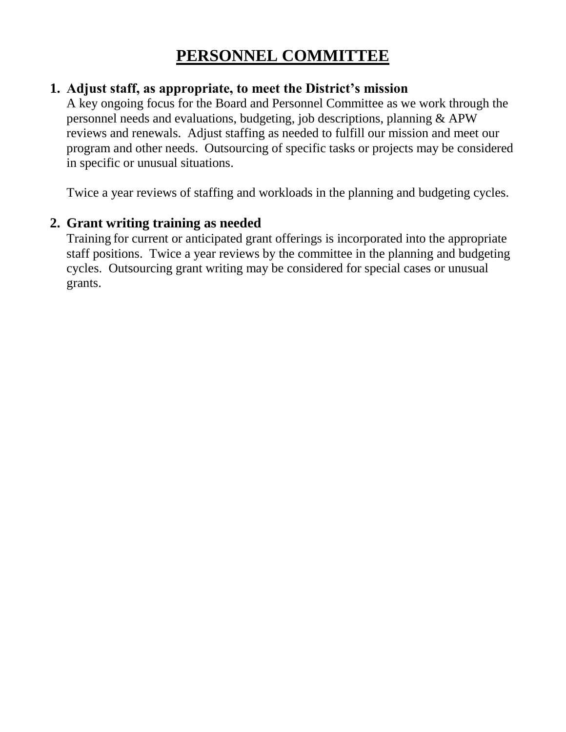# PERSONNEL COMMITTEE

1. **Adjust staff, as appropriate, to meet the District's mission**
   A key ongoing focus for the Board and Personnel Committee as we work through the personnel needs and evaluations, budgeting, job descriptions, planning & APW reviews and renewals. Adjust staffing as needed to fulfill our mission and meet our program and other needs. Outsourcing of specific tasks or projects may be considered in specific or unusual situations.

   Twice a year reviews of staffing and workloads in the planning and budgeting cycles.

2. **Grant writing training as needed**
   Training for current or anticipated grant offerings is incorporated into the appropriate staff positions. Twice a year reviews by the committee in the planning and budgeting cycles. Outsourcing grant writing may be considered for special cases or unusual grants.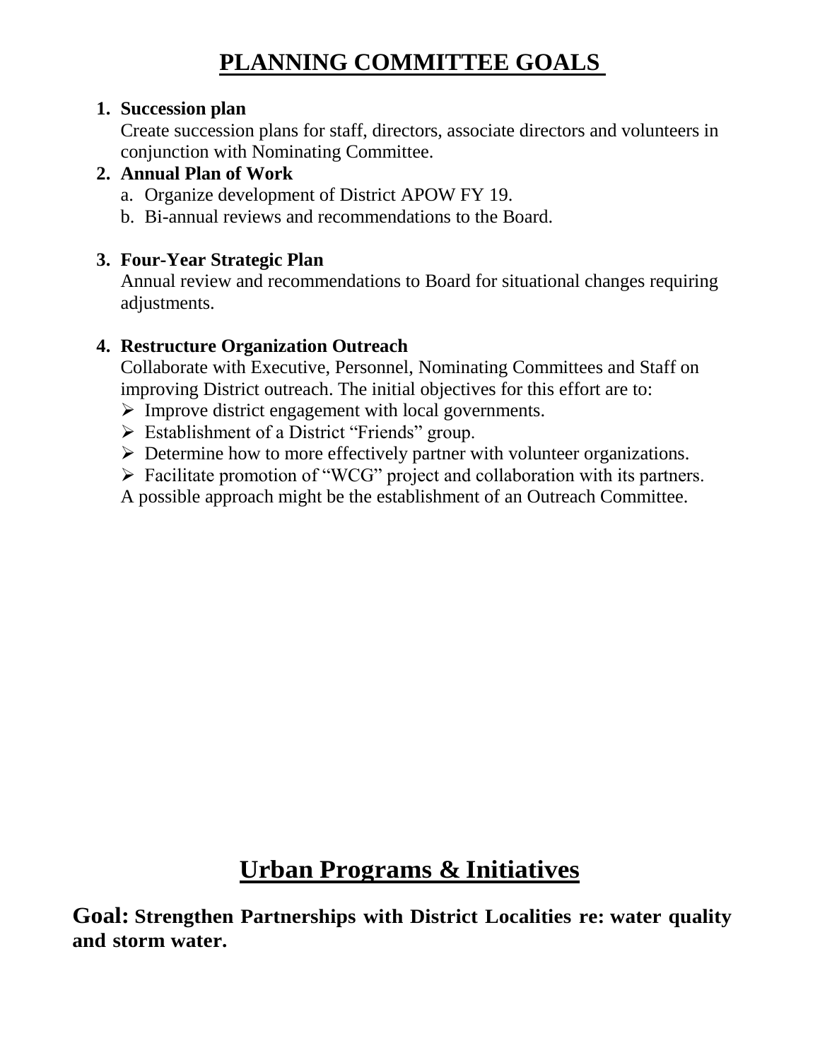# PLANNING COMMITTEE GOALS

1. **Succession plan**
   Create succession plans for staff, directors, associate directors and volunteers in conjunction with Nominating Committee.
2. **Annual Plan of Work**
   a. Organize development of District APOW FY 19.
   b. Bi-annual reviews and recommendations to the Board.
3. **Four-Year Strategic Plan**
   Annual review and recommendations to Board for situational changes requiring adjustments.
4. **Restructure Organization Outreach**
   Collaborate with Executive, Personnel, Nominating Committees and Staff on improving District outreach. The initial objectives for this effort are to:
   - Improve district engagement with local governments.
   - Establishment of a District "Friends" group.
   - Determine how to more effectively partner with volunteer organizations.
   - Facilitate promotion of "WCG" project and collaboration with its partners.

   A possible approach might be the establishment of an Outreach Committee.

# Urban Programs & Initiatives

**Goal: Strengthen Partnerships with District Localities re: water quality and storm water.**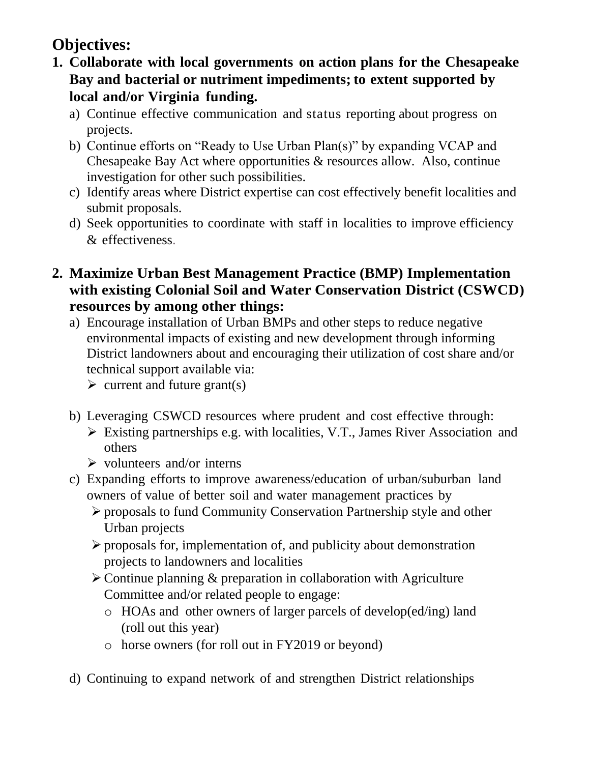## Objectives:

1. **Collaborate with local governments on action plans for the Chesapeake Bay and bacterial or nutriment impediments; to extent supported by local and/or Virginia funding.**
   a) Continue effective communication and status reporting about progress on projects.
   b) Continue efforts on "Ready to Use Urban Plan(s)" by expanding VCAP and Chesapeake Bay Act where opportunities & resources allow. Also, continue investigation for other such possibilities.
   c) Identify areas where District expertise can cost effectively benefit localities and submit proposals.
   d) Seek opportunities to coordinate with staff in localities to improve efficiency & effectiveness.

2. **Maximize Urban Best Management Practice (BMP) Implementation with existing Colonial Soil and Water Conservation District (CSWCD) resources by among other things:**
   a) Encourage installation of Urban BMPs and other steps to reduce negative environmental impacts of existing and new development through informing District landowners about and encouraging their utilization of cost share and/or technical support available via:
      - current and future grant(s)

   b) Leveraging CSWCD resources where prudent and cost effective through:
      - Existing partnerships e.g. with localities, V.T., James River Association and others
      - volunteers and/or interns

   c) Expanding efforts to improve awareness/education of urban/suburban land owners of value of better soil and water management practices by
      - proposals to fund Community Conservation Partnership style and other Urban projects
      - proposals for, implementation of, and publicity about demonstration projects to landowners and localities
      - Continue planning & preparation in collaboration with Agriculture Committee and/or related people to engage:
        - HOAs and other owners of larger parcels of develop(ed/ing) land (roll out this year)
        - horse owners (for roll out in FY2019 or beyond)

   d) Continuing to expand network of and strengthen District relationships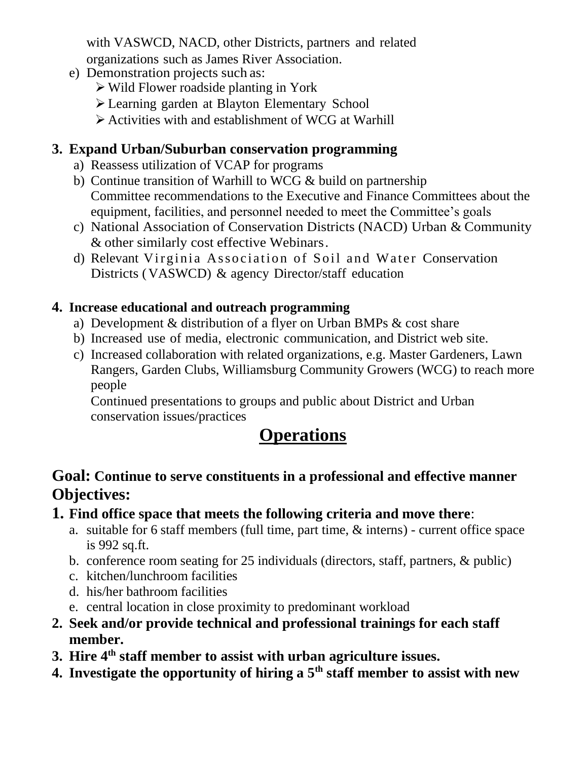with VASWCD, NACD, other Districts, partners and related organizations such as James River Association.

e) Demonstration projects such as:
   - Wild Flower roadside planting in York
   - Learning garden at Blayton Elementary School
   - Activities with and establishment of WCG at Warhill

### 3. Expand Urban/Suburban conservation programming

a) Reassess utilization of VCAP for programs

b) Continue transition of Warhill to WCG & build on partnership Committee recommendations to the Executive and Finance Committees about the equipment, facilities, and personnel needed to meet the Committee's goals

c) National Association of Conservation Districts (NACD) Urban & Community & other similarly cost effective Webinars.

d) Relevant Virginia Association of Soil and Water Conservation Districts (VASWCD) & agency Director/staff education

### 4. Increase educational and outreach programming

a) Development & distribution of a flyer on Urban BMPs & cost share

b) Increased use of media, electronic communication, and District web site.

c) Increased collaboration with related organizations, e.g. Master Gardeners, Lawn Rangers, Garden Clubs, Williamsburg Community Growers (WCG) to reach more people

Continued presentations to groups and public about District and Urban conservation issues/practices

# Operations

## Goal: Continue to serve constituents in a professional and effective manner

## Objectives:

### 1. Find office space that meets the following criteria and move there:

a. suitable for 6 staff members (full time, part time, & interns) - current office space is 992 sq.ft.

b. conference room seating for 25 individuals (directors, staff, partners, & public)

c. kitchen/lunchroom facilities

d. his/her bathroom facilities

e. central location in close proximity to predominant workload

### 2. Seek and/or provide technical and professional trainings for each staff member.

### 3. Hire 4th staff member to assist with urban agriculture issues.

### 4. Investigate the opportunity of hiring a 5th staff member to assist with new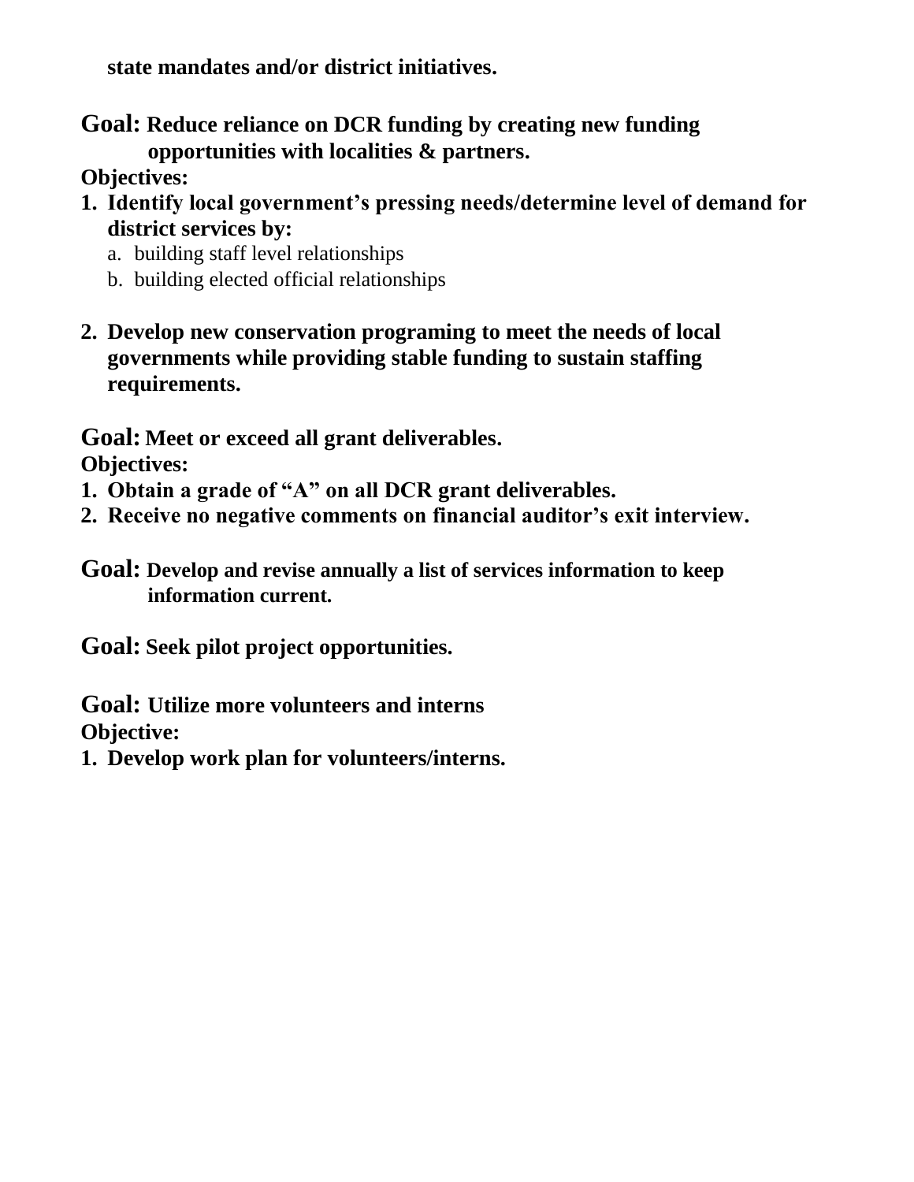**state mandates and/or district initiatives.**

**Goal: Reduce reliance on DCR funding by creating new funding opportunities with localities & partners.**

**Objectives:**

1. **Identify local government's pressing needs/determine level of demand for district services by:**
   a. building staff level relationships
   b. building elected official relationships

2. **Develop new conservation programing to meet the needs of local governments while providing stable funding to sustain staffing requirements.**

**Goal: Meet or exceed all grant deliverables.**

**Objectives:**

1. **Obtain a grade of "A" on all DCR grant deliverables.**
2. **Receive no negative comments on financial auditor's exit interview.**

**Goal: Develop and revise annually a list of services information to keep information current.**

**Goal: Seek pilot project opportunities.**

**Goal: Utilize more volunteers and interns**

**Objective:**

1. **Develop work plan for volunteers/interns.**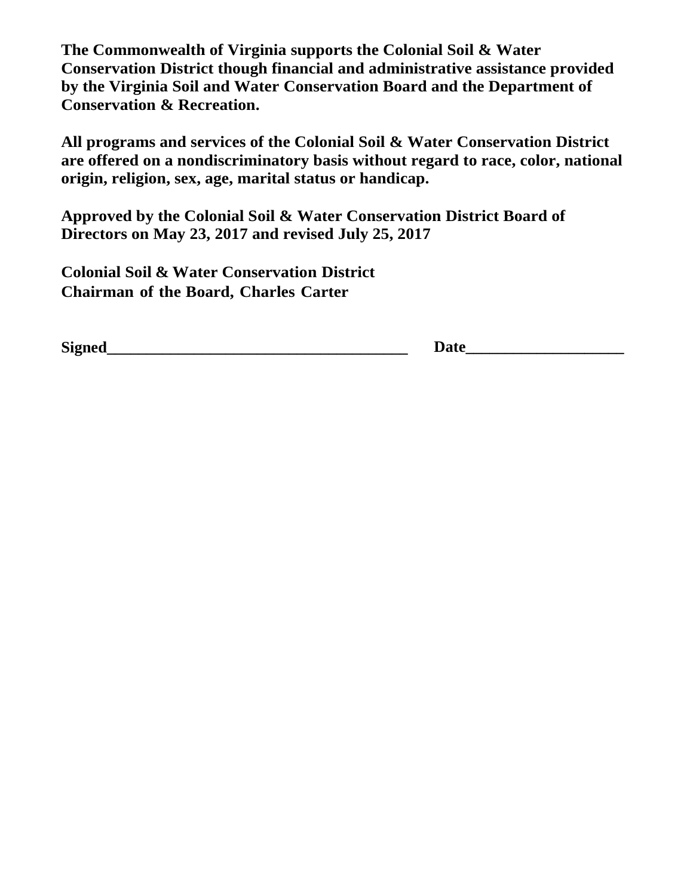**The Commonwealth of Virginia supports the Colonial Soil & Water Conservation District though financial and administrative assistance provided by the Virginia Soil and Water Conservation Board and the Department of Conservation & Recreation.**

**All programs and services of the Colonial Soil & Water Conservation District are offered on a nondiscriminatory basis without regard to race, color, national origin, religion, sex, age, marital status or handicap.**

**Approved by the Colonial Soil & Water Conservation District Board of Directors on May 23, 2017 and revised July 25, 2017**

**Colonial Soil & Water Conservation District**
**Chairman of the Board, Charles Carter**

**Signed______________________________________ Date___________________**